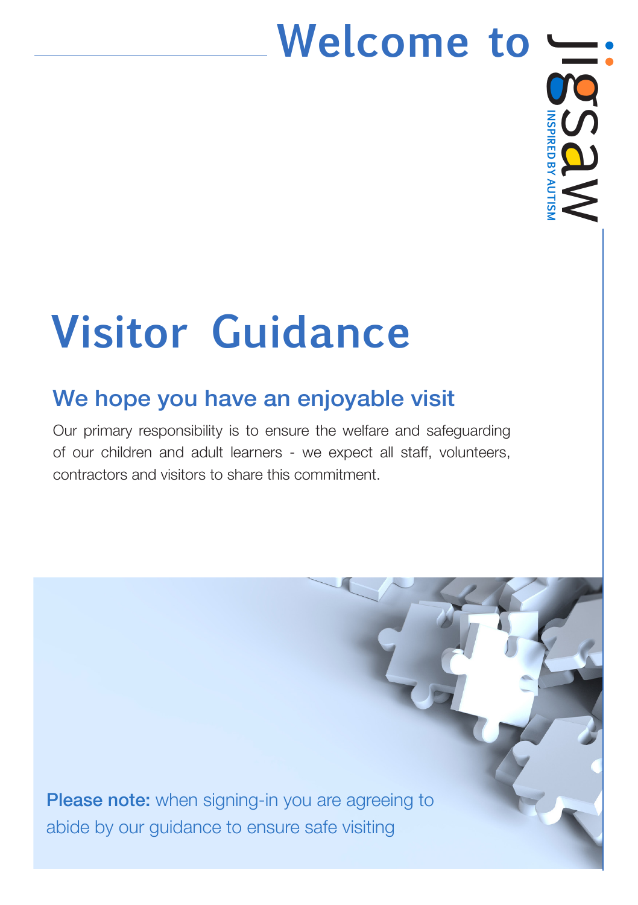# Welcome to Jigsaw

INSPIRED BY AUTISM

# Visitor Guidance

## We hope you have an enjoyable visit

Our primary responsibility is to ensure the welfare and safeguarding of our children and adult learners - we expect all staff, volunteers, contractors and visitors to share this commitment.

**Please note:** when signing-in you are agreeing to abide by our guidance to ensure safe visiting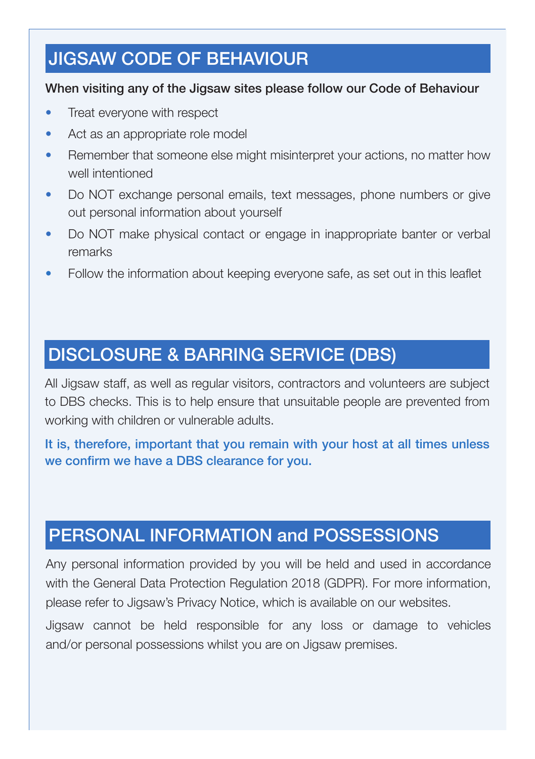## JIGSAW CODE OF BEHAVIOUR

**When visiting any of the Jigsaw sites please follow our Code of Behaviour**

- Treat everyone with respect
- Act as an appropriate role model
- Remember that someone else might misinterpret your actions, no matter how well intentioned
- Do NOT exchange personal emails, text messages, phone numbers or give out personal information about yourself
- Do NOT make physical contact or engage in inappropriate banter or verbal remarks
- Follow the information about keeping everyone safe, as set out in this leaflet

## DISCLOSURE & BARRING SERVICE (DBS)

All Jigsaw staff, as well as regular visitors, contractors and volunteers are subject to DBS checks. This is to help ensure that unsuitable people are prevented from working with children or vulnerable adults.

**It is, therefore, important that you remain with your host at all times unless we confirm we have a DBS clearance for you.**

## PERSONAL INFORMATION and POSSESSIONS

Any personal information provided by you will be held and used in accordance with the General Data Protection Regulation 2018 (GDPR). For more information, please refer to Jigsaw's Privacy Notice, which is available on our websites.

Jigsaw cannot be held responsible for any loss or damage to vehicles and/or personal possessions whilst you are on Jigsaw premises.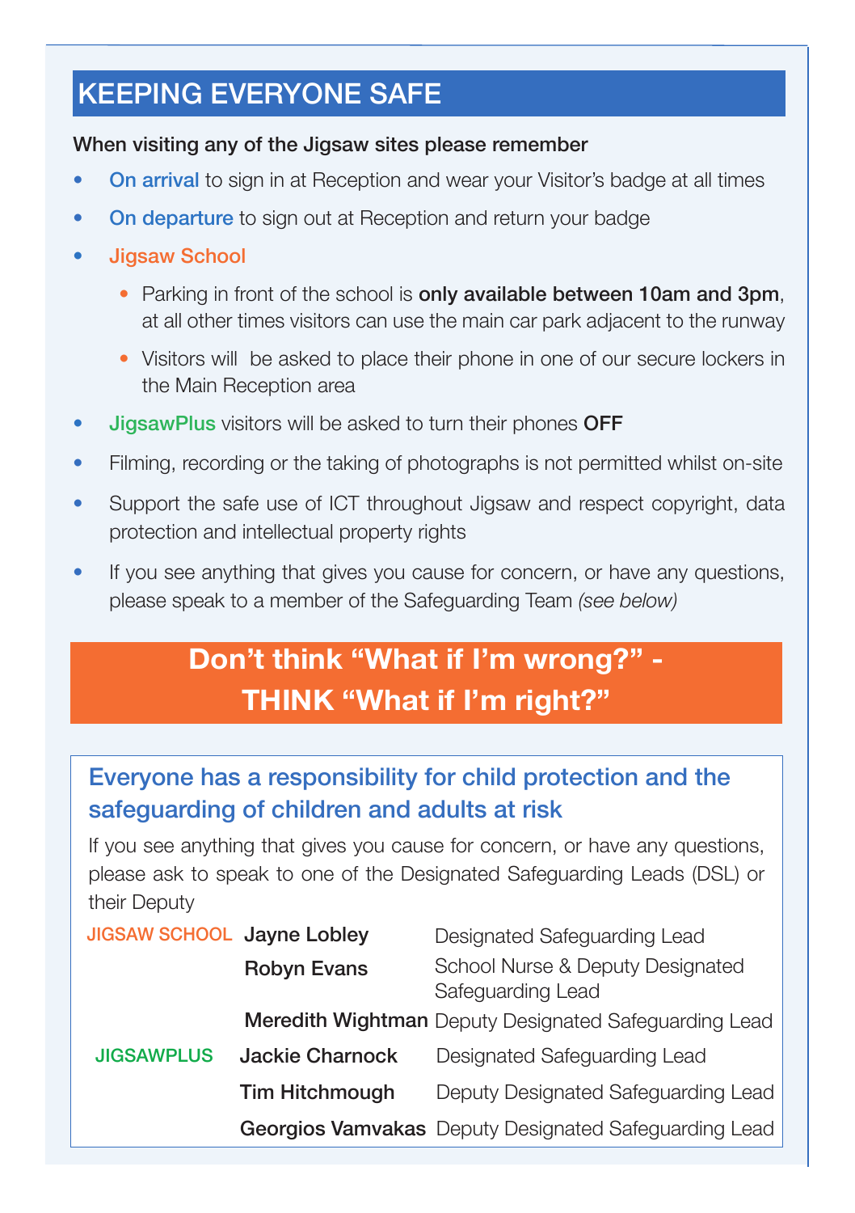## KEEPING EVERYONE SAFE

**When visiting any of the Jigsaw sites please remember**

- **On arrival** to sign in at Reception and wear your Visitor's badge at all times
- **On departure** to sign out at Reception and return your badge
- **Jigsaw School**
  - Parking in front of the school is **only available between 10am and 3pm**, at all other times visitors can use the main car park adjacent to the runway
  - Visitors will be asked to place their phone in one of our secure lockers in the Main Reception area
- **JigsawPlus** visitors will be asked to turn their phones **OFF**
- Filming, recording or the taking of photographs is not permitted whilst on-site
- Support the safe use of ICT throughout Jigsaw and respect copyright, data protection and intellectual property rights
- If you see anything that gives you cause for concern, or have any questions, please speak to a member of the Safeguarding Team *(see below)*

## Don't think "What if I'm wrong?" - THINK "What if I'm right?"

### Everyone has a responsibility for child protection and the safeguarding of children and adults at risk

If you see anything that gives you cause for concern, or have any questions, please ask to speak to one of the Designated Safeguarding Leads (DSL) or their Deputy

| | | |
|---|---|---|
| JIGSAW SCHOOL | **Jayne Lobley** | Designated Safeguarding Lead |
| | **Robyn Evans** | School Nurse & Deputy Designated Safeguarding Lead |
| | **Meredith Wightman** | Deputy Designated Safeguarding Lead |
| JIGSAWPLUS | **Jackie Charnock** | Designated Safeguarding Lead |
| | **Tim Hitchmough** | Deputy Designated Safeguarding Lead |
| | **Georgios Vamvakas** | Deputy Designated Safeguarding Lead |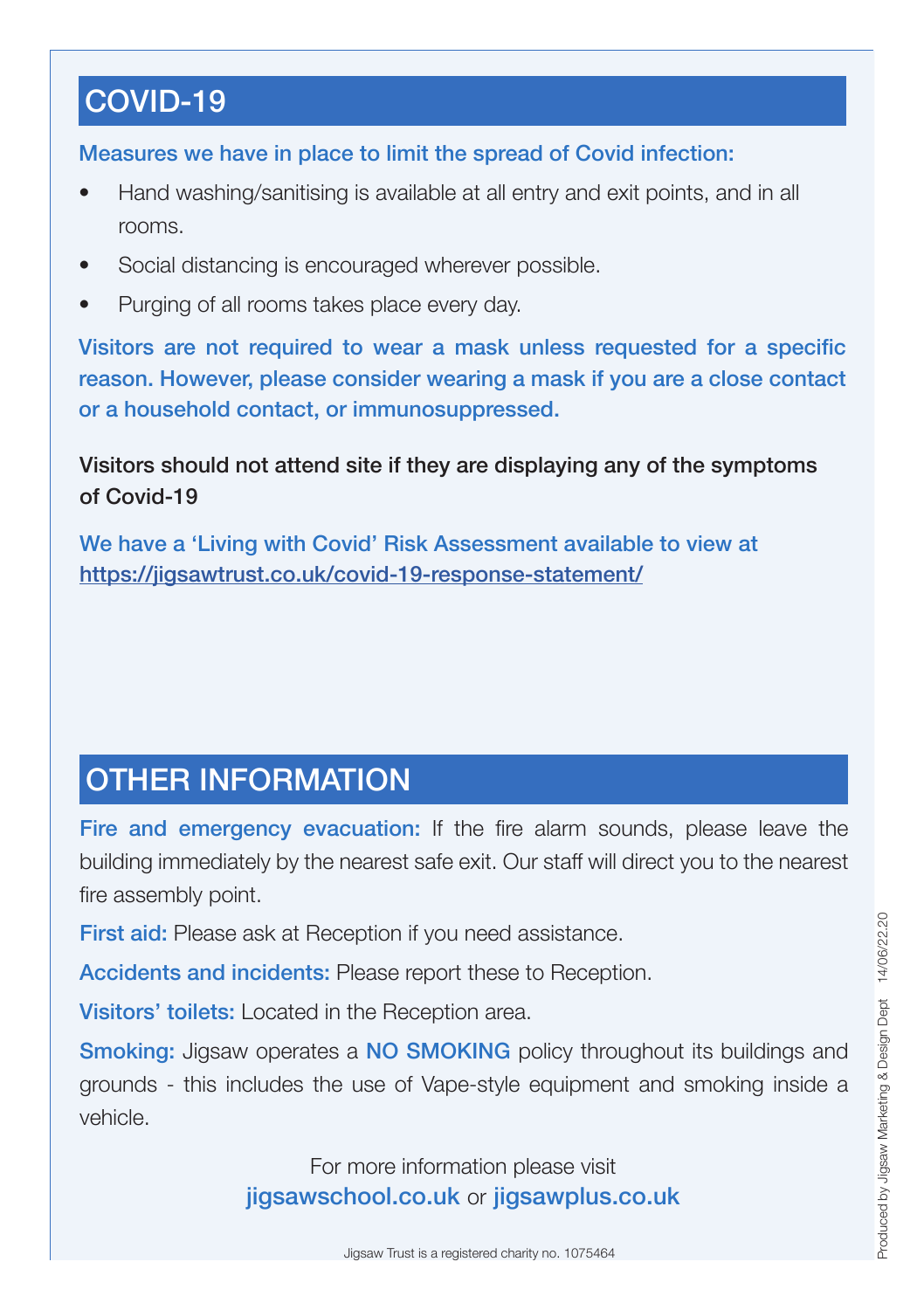## COVID-19

**Measures we have in place to limit the spread of Covid infection:**

- Hand washing/sanitising is available at all entry and exit points, and in all rooms.
- Social distancing is encouraged wherever possible.
- Purging of all rooms takes place every day.

**Visitors are not required to wear a mask unless requested for a specific reason. However, please consider wearing a mask if you are a close contact or a household contact, or immunosuppressed.**

**Visitors should not attend site if they are displaying any of the symptoms of Covid-19**

We have a 'Living with Covid' Risk Assessment available to view at https://jigsawtrust.co.uk/covid-19-response-statement/

## OTHER INFORMATION

**Fire and emergency evacuation:** If the fire alarm sounds, please leave the building immediately by the nearest safe exit. Our staff will direct you to the nearest fire assembly point.

**First aid:** Please ask at Reception if you need assistance.

**Accidents and incidents:** Please report these to Reception.

**Visitors' toilets:** Located in the Reception area.

**Smoking:** Jigsaw operates a **NO SMOKING** policy throughout its buildings and grounds - this includes the use of Vape-style equipment and smoking inside a vehicle.

For more information please visit
**jigsawschool.co.uk** or **jigsawplus.co.uk**

Jigsaw Trust is a registered charity no. 1075464

Produced by Jigsaw Marketing & Design Dept 14/06/22.20